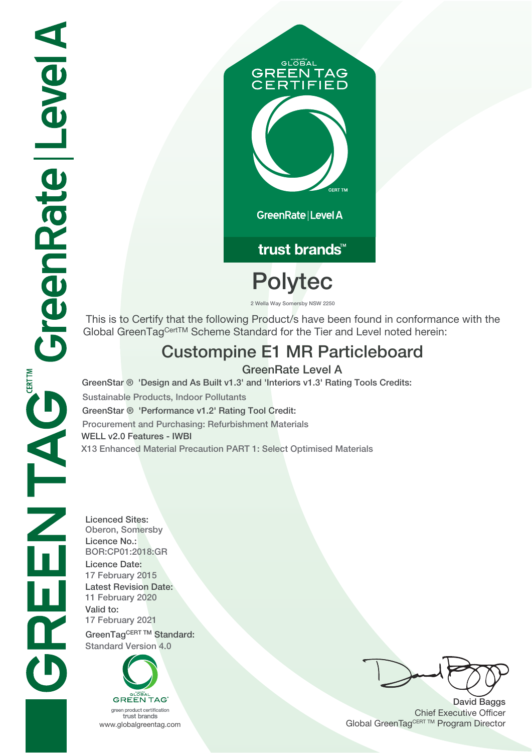GREENTAG CERT TM GreenRate | Level A

GLOBAL GREEN TAG CERTIFIED

CERT TM

GreenRate | Level A

trust brands™

# Polytec

2 Wella Way Somersby NSW 2250

This is to Certify that the following Product/s have been found in conformance with the Global GreenTag[CertTM] Scheme Standard for the Tier and Level noted herein:

## Custompine E1 MR Particleboard

### GreenRate Level A

GreenStar ® 'Design and As Built v1.3' and 'Interiors v1.3' Rating Tools Credits:

Sustainable Products, Indoor Pollutants

GreenStar ® 'Performance v1.2' Rating Tool Credit:

Procurement and Purchasing: Refurbishment Materials

WELL v2.0 Features - IWBI

X13 Enhanced Material Precaution PART 1: Select Optimised Materials

**Licenced Sites:**
Oberon, Somersby

**Licence No.:**
BOR:CP01:2018:GR

**Licence Date:**
17 February 2015

**Latest Revision Date:**
11 February 2020

**Valid to:**
17 February 2021

**GreenTag[CERT TM] Standard:**
Standard Version 4.0

GLOBAL GREEN TAG®
green product certification
trust brands
www.globalgreentag.com

David Baggs
Chief Executive Officer
Global GreenTag[CERT TM] Program Director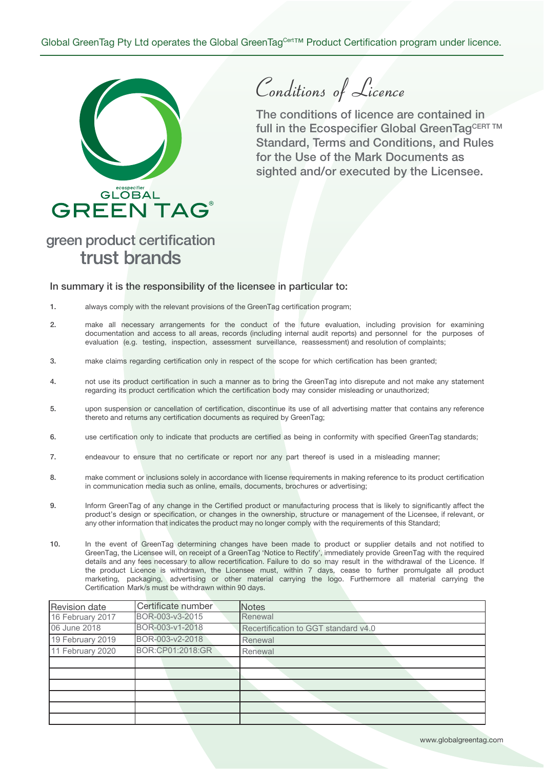Global GreenTag Pty Ltd operates the Global GreenTag[Cert]™ Product Certification program under licence.

ecospecifier GLOBAL GREEN TAG®

green product certification
trust brands

# Conditions of Licence

**The conditions of licence are contained in full in the Ecospecifier Global GreenTag[CERT TM] Standard, Terms and Conditions, and Rules for the Use of the Mark Documents as sighted and/or executed by the Licensee.**

## In summary it is the responsibility of the licensee in particular to:

1. always comply with the relevant provisions of the GreenTag certification program;
2. make all necessary arrangements for the conduct of the future evaluation, including provision for examining documentation and access to all areas, records (including internal audit reports) and personnel for the purposes of evaluation (e.g. testing, inspection, assessment surveillance, reassessment) and resolution of complaints;
3. make claims regarding certification only in respect of the scope for which certification has been granted;
4. not use its product certification in such a manner as to bring the GreenTag into disrepute and not make any statement regarding its product certification which the certification body may consider misleading or unauthorized;
5. upon suspension or cancellation of certification, discontinue its use of all advertising matter that contains any reference thereto and returns any certification documents as required by GreenTag;
6. use certification only to indicate that products are certified as being in conformity with specified GreenTag standards;
7. endeavour to ensure that no certificate or report nor any part thereof is used in a misleading manner;
8. make comment or inclusions solely in accordance with license requirements in making reference to its product certification in communication media such as online, emails, documents, brochures or advertising;
9. Inform GreenTag of any change in the Certified product or manufacturing process that is likely to significantly affect the product's design or specification, or changes in the ownership, structure or management of the Licensee, if relevant, or any other information that indicates the product may no longer comply with the requirements of this Standard;
10. In the event of GreenTag determining changes have been made to product or supplier details and not notified to GreenTag, the Licensee will, on receipt of a GreenTag 'Notice to Rectify', immediately provide GreenTag with the required details and any fees necessary to allow recertification. Failure to do so may result in the withdrawal of the Licence. If the product Licence is withdrawn, the Licensee must, within 7 days, cease to further promulgate all product marketing, packaging, advertising or other material carrying the logo. Furthermore all material carrying the Certification Mark/s must be withdrawn within 90 days.

| Revision date | Certificate number | Notes |
|---|---|---|
| 16 February 2017 | BOR-003-v3-2015 | Renewal |
| 06 June 2018 | BOR-003-v1-2018 | Recertification to GGT standard v4.0 |
| 19 February 2019 | BOR-003-v2-2018 | Renewal |
| 11 February 2020 | BOR:CP01:2018:GR | Renewal |
| | | |
| | | |
| | | |
| | | |
| | | |
| | | |

www.globalgreentag.com